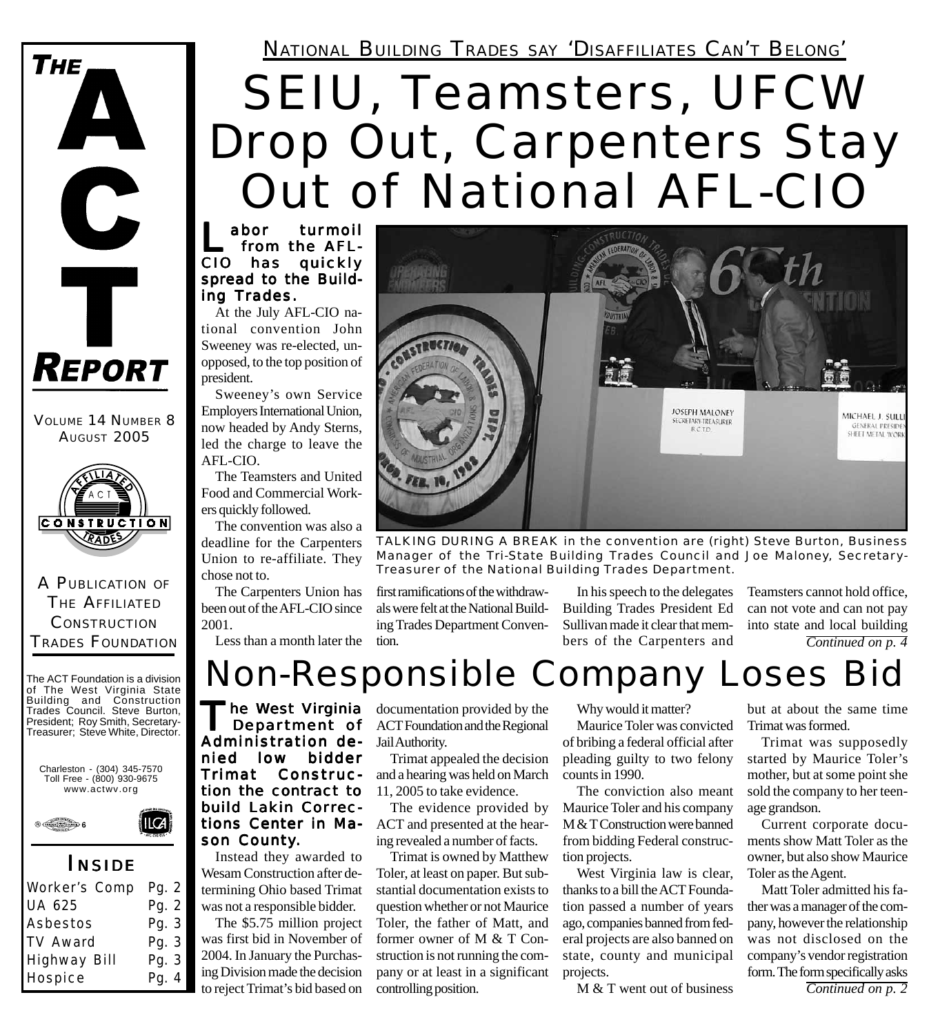# THE ACT REPORT

VOLUME 14 NUMBER 8
AUGUST 2005

A PUBLICATION OF THE AFFILIATED CONSTRUCTION TRADES FOUNDATION

The ACT Foundation is a division of The West Virginia State Building and Construction Trades Council. Steve Burton, President; Roy Smith, Secretary-Treasurer; Steve White, Director.

Charleston - (304) 345-7570
Toll Free - (800) 930-9675
www.actwv.org

## INSIDE

| | |
|---|---|
| Worker's Comp | Pg. 2 |
| UA 625 | Pg. 2 |
| Asbestos | Pg. 3 |
| TV Award | Pg. 3 |
| Highway Bill | Pg. 3 |
| Hospice | Pg. 4 |

NATIONAL BUILDING TRADES SAY 'DISAFFILIATES CAN'T BELONG'

# SEIU, Teamsters, UFCW Drop Out, Carpenters Stay Out of National AFL-CIO

**Labor turmoil from the AFL-CIO has quickly spread to the Building Trades.**

At the July AFL-CIO national convention John Sweeney was re-elected, unopposed, to the top position of president.

Sweeney's own Service Employers International Union, now headed by Andy Sterns, led the charge to leave the AFL-CIO.

The Teamsters and United Food and Commercial Workers quickly followed.

The convention was also a deadline for the Carpenters Union to re-affiliate. They chose not to.

The Carpenters Union has been out of the AFL-CIO since 2001.

Less than a month later the first ramifications of the withdrawals were felt at the National Building Trades Department Convention.

In his speech to the delegates Building Trades President Ed Sullivan made it clear that members of the Carpenters and Teamsters cannot hold office, can not vote and can not pay into state and local building

*Continued on p. 4*

TALKING DURING A BREAK in the convention are (right) Steve Burton, Business Manager of the Tri-State Building Trades Council and Joe Maloney, Secretary-Treasurer of the National Building Trades Department.

# Non-Responsible Company Loses Bid

**The West Virginia Department of Administration denied low bidder Trimat Construction the contract to build Lakin Corrections Center in Mason County.**

Instead they awarded to Wesam Construction after determining Ohio based Trimat was not a responsible bidder.

The $5.75 million project was first bid in November of 2004. In January the Purchasing Division made the decision to reject Trimat's bid based on documentation provided by the ACT Foundation and the Regional Jail Authority.

Trimat appealed the decision and a hearing was held on March 11, 2005 to take evidence.

The evidence provided by ACT and presented at the hearing revealed a number of facts.

Trimat is owned by Matthew Toler, at least on paper. But substantial documentation exists to question whether or not Maurice Toler, the father of Matt, and former owner of M & T Construction is not running the company or at least in a significant controlling position.

Why would it matter?

Maurice Toler was convicted of bribing a federal official after pleading guilty to two felony counts in 1990.

The conviction also meant Maurice Toler and his company M & T Construction were banned from bidding Federal construction projects.

West Virginia law is clear, thanks to a bill the ACT Foundation passed a number of years ago, companies banned from federal projects are also banned on state, county and municipal projects.

M & T went out of business but at about the same time Trimat was formed.

Trimat was supposedly started by Maurice Toler's mother, but at some point she sold the company to her teenage grandson.

Current corporate documents show Matt Toler as the owner, but also show Maurice Toler as the Agent.

Matt Toler admitted his father was a manager of the company, however the relationship was not disclosed on the company's vendor registration form. The form specifically asks

*Continued on p. 2*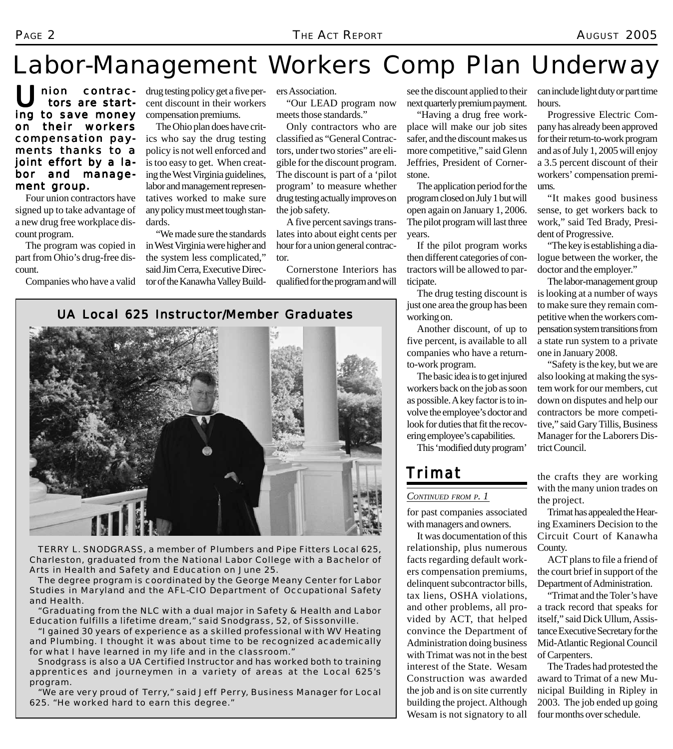# Labor-Management Workers Comp Plan Underway

**Union contractors are starting to save money on their workers compensation payments thanks to a joint effort by a labor and management group.**

Four union contractors have signed up to take advantage of a new drug free workplace discount program.

The program was copied in part from Ohio's drug-free discount.

Companies who have a valid drug testing policy get a five percent discount in their workers compensation premiums.

The Ohio plan does have critics who say the drug testing policy is not well enforced and is too easy to get. When creating the West Virginia guidelines, labor and management representatives worked to make sure any policy must meet tough standards.

"We made sure the standards in West Virginia were higher and the system less complicated," said Jim Cerra, Executive Director of the Kanawha Valley Builders Association.

"Our LEAD program now meets those standards."

Only contractors who are classified as "General Contractors, under two stories" are eligible for the discount program. The discount is part of a 'pilot program' to measure whether drug testing actually improves on the job safety.

A five percent savings translates into about eight cents per hour for a union general contractor.

Cornerstone Interiors has qualified for the program and will see the discount applied to their next quarterly premium payment.

"Having a drug free workplace will make our job sites safer, and the discount makes us more competitive," said Glenn Jeffries, President of Cornerstone.

The application period for the program closed on July 1 but will open again on January 1, 2006. The pilot program will last three years.

If the pilot program works then different categories of contractors will be allowed to participate.

The drug testing discount is just one area the group has been working on.

Another discount, of up to five percent, is available to all companies who have a return-to-work program.

The basic idea is to get injured workers back on the job as soon as possible. A key factor is to involve the employee's doctor and look for duties that fit the recovering employee's capabilities.

This 'modified duty program' can include light duty or part time hours.

Progressive Electric Company has already been approved for their return-to-work program and as of July 1, 2005 will enjoy a 3.5 percent discount of their workers' compensation premiums.

"It makes good business sense, to get workers back to work," said Ted Brady, President of Progressive.

"The key is establishing a dialogue between the worker, the doctor and the employer."

The labor-management group is looking at a number of ways to make sure they remain competitive when the workers compensation system transitions from a state run system to a private one in January 2008.

"Safety is the key, but we are also looking at making the system work for our members, cut down on disputes and help our contractors be more competitive," said Gary Tillis, Business Manager for the Laborers District Council.

## UA Local 625 Instructor/Member Graduates

TERRY L. SNODGRASS, a member of Plumbers and Pipe Fitters Local 625, Charleston, graduated from the National Labor College with a Bachelor of Arts in Health and Safety and Education on June 25.

The degree program is coordinated by the George Meany Center for Labor Studies in Maryland and the AFL-CIO Department of Occupational Safety and Health.

"Graduating from the NLC with a dual major in Safety & Health and Labor Education fulfills a lifetime dream," said Snodgrass, 52, of Sissonville.

"I gained 30 years of experience as a skilled professional with WV Heating and Plumbing. I thought it was about time to be recognized academically for what I have learned in my life and in the classroom."

Snodgrass is also a UA Certified Instructor and has worked both to training apprentices and journeymen in a variety of areas at the Local 625's program.

"We are very proud of Terry," said Jeff Perry, Business Manager for Local 625. "He worked hard to earn this degree."

## Trimat

*CONTINUED FROM P. 1*

for past companies associated with managers and owners.

It was documentation of this relationship, plus numerous facts regarding default workers compensation premiums, delinquent subcontractor bills, tax liens, OSHA violations, and other problems, all provided by ACT, that helped convince the Department of Administration doing business with Trimat was not in the best interest of the State. Wesam Construction was awarded the job and is on site currently building the project. Although Wesam is not signatory to all the crafts they are working with the many union trades on the project.

Trimat has appealed the Hearing Examiners Decision to the Circuit Court of Kanawha County.

ACT plans to file a friend of the court brief in support of the Department of Administration.

"Trimat and the Toler's have a track record that speaks for itself," said Dick Ullum, Assistance Executive Secretary for the Mid-Atlantic Regional Council of Carpenters.

The Trades had protested the award to Trimat of a new Municipal Building in Ripley in 2003. The job ended up going four months over schedule.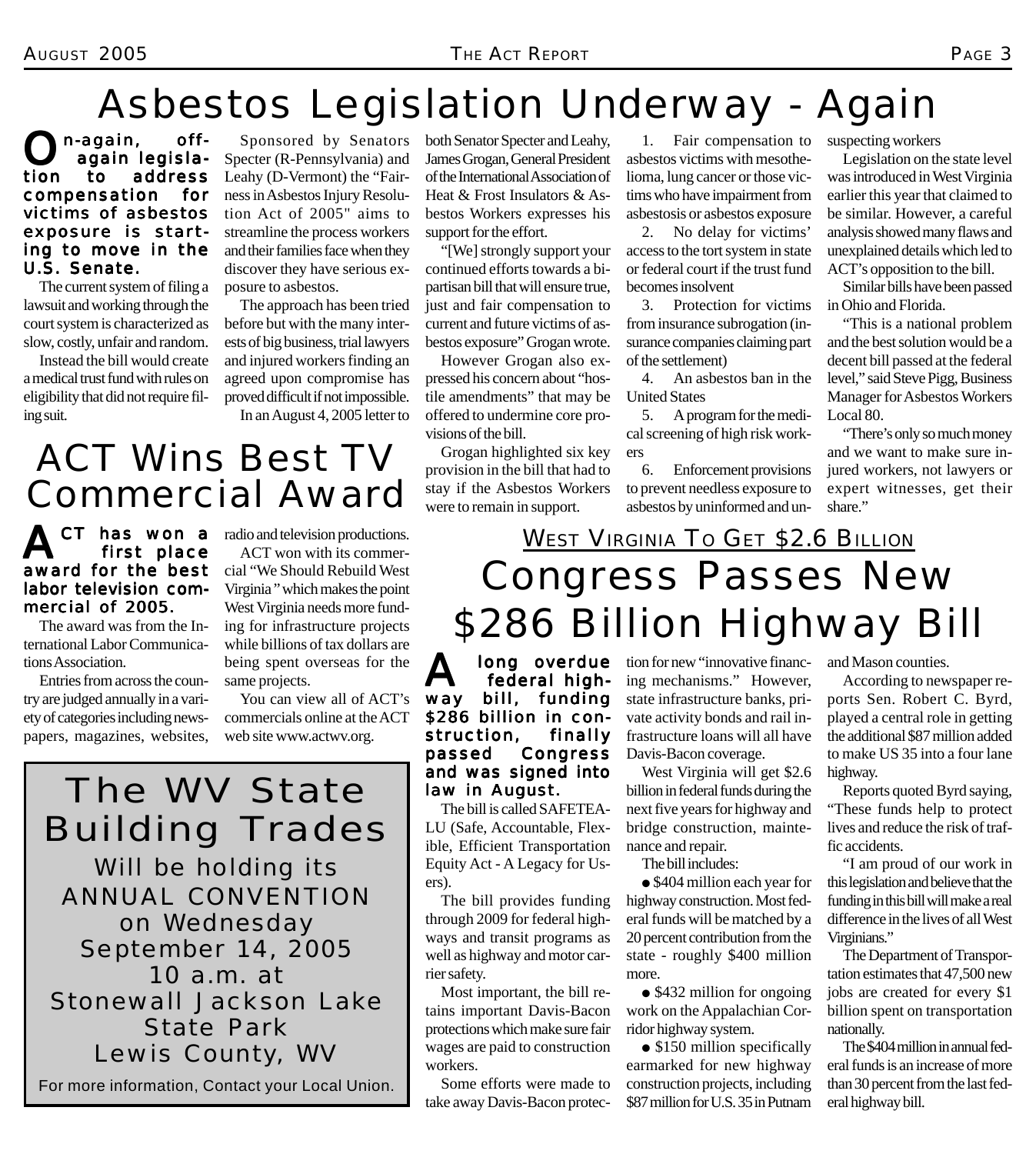# Asbestos Legislation Underway - Again

**On-again, off-again legislation to address compensation for victims of asbestos exposure is starting to move in the U.S. Senate.**

The current system of filing a lawsuit and working through the court system is characterized as slow, costly, unfair and random.

Instead the bill would create a medical trust fund with rules on eligibility that did not require filing suit.

Sponsored by Senators Specter (R-Pennsylvania) and Leahy (D-Vermont) the "Fairness in Asbestos Injury Resolution Act of 2005" aims to streamline the process workers and their families face when they discover they have serious exposure to asbestos.

The approach has been tried before but with the many interests of big business, trial lawyers and injured workers finding an agreed upon compromise has proved difficult if not impossible.

In an August 4, 2005 letter to both Senator Specter and Leahy, James Grogan, General President of the International Association of Heat & Frost Insulators & Asbestos Workers expresses his support for the effort.

"[We] strongly support your continued efforts towards a bipartisan bill that will ensure true, just and fair compensation to current and future victims of asbestos exposure" Grogan wrote.

However Grogan also expressed his concern about "hostile amendments" that may be offered to undermine core provisions of the bill.

Grogan highlighted six key provision in the bill that had to stay if the Asbestos Workers were to remain in support.

1. Fair compensation to asbestos victims with mesothelioma, lung cancer or those victims who have impairment from asbestosis or asbestos exposure
2. No delay for victims' access to the tort system in state or federal court if the trust fund becomes insolvent
3. Protection for victims from insurance subrogation (insurance companies claiming part of the settlement)
4. An asbestos ban in the United States
5. A program for the medical screening of high risk workers
6. Enforcement provisions to prevent needless exposure to asbestos by uninformed and unsuspecting workers

Legislation on the state level was introduced in West Virginia earlier this year that claimed to be similar. However, a careful analysis showed many flaws and unexplained details which led to ACT's opposition to the bill.

Similar bills have been passed in Ohio and Florida.

"This is a national problem and the best solution would be a decent bill passed at the federal level," said Steve Pigg, Business Manager for Asbestos Workers Local 80.

"There's only so much money and we want to make sure injured workers, not lawyers or expert witnesses, get their share."

# ACT Wins Best TV Commercial Award

**ACT has won a first place award for the best labor television commercial of 2005.**

The award was from the International Labor Communications Association.

Entries from across the country are judged annually in a variety of categories including newspapers, magazines, websites, radio and television productions.

ACT won with its commercial "We Should Rebuild West Virginia" which makes the point West Virginia needs more funding for infrastructure projects while billions of tax dollars are being spent overseas for the same projects.

You can view all of ACT's commercials online at the ACT web site www.actwv.org.

## The WV State Building Trades

Will be holding its
ANNUAL CONVENTION
on Wednesday
September 14, 2005
10 a.m. at
Stonewall Jackson Lake
State Park
Lewis County, WV

For more information, Contact your Local Union.

## West Virginia To Get $2.6 Billion

# Congress Passes New $286 Billion Highway Bill

**A long overdue federal highway bill, funding $286 billion in construction, finally passed Congress and was signed into law in August.**

The bill is called SAFETEA-LU (Safe, Accountable, Flexible, Efficient Transportation Equity Act - A Legacy for Users).

The bill provides funding through 2009 for federal highways and transit programs as well as highway and motor carrier safety.

Most important, the bill retains important Davis-Bacon protections which make sure fair wages are paid to construction workers.

Some efforts were made to take away Davis-Bacon protection for new "innovative financing mechanisms." However, state infrastructure banks, private activity bonds and rail infrastructure loans will all have Davis-Bacon coverage.

West Virginia will get $2.6 billion in federal funds during the next five years for highway and bridge construction, maintenance and repair.

The bill includes:

- $404 million each year for highway construction. Most federal funds will be matched by a 20 percent contribution from the state - roughly $400 million more.
- $432 million for ongoing work on the Appalachian Corridor highway system.
- $150 million specifically earmarked for new highway construction projects, including $87 million for U.S. 35 in Putnam and Mason counties.

According to newspaper reports Sen. Robert C. Byrd, played a central role in getting the additional $87 million added to make US 35 into a four lane highway.

Reports quoted Byrd saying, "These funds help to protect lives and reduce the risk of traffic accidents.

"I am proud of our work in this legislation and believe that the funding in this bill will make a real difference in the lives of all West Virginians."

The Department of Transportation estimates that 47,500 new jobs are created for every $1 billion spent on transportation nationally.

The $404 million in annual federal funds is an increase of more than 30 percent from the last federal highway bill.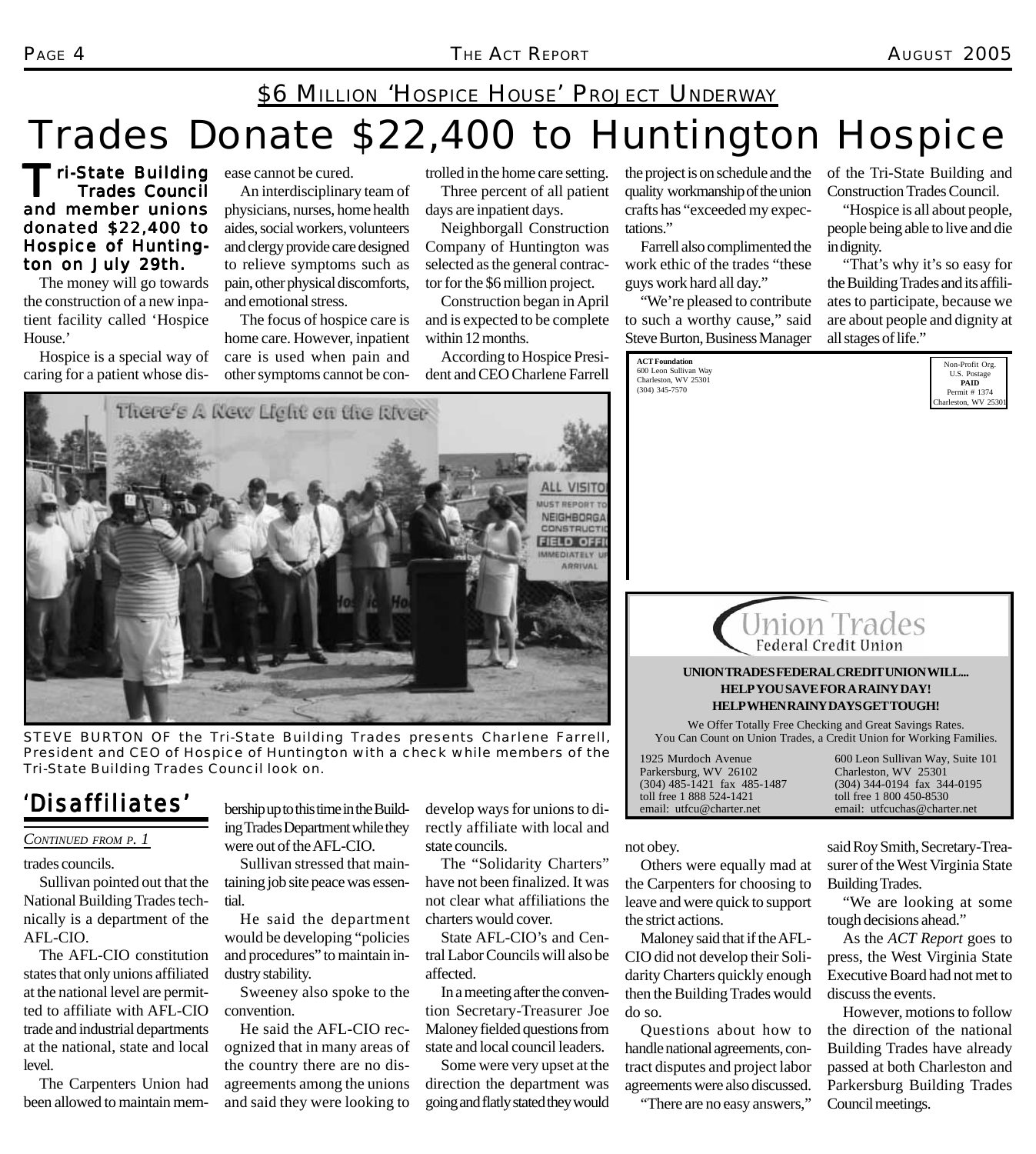## $6 Million 'Hospice House' Project Underway

# Trades Donate $22,400 to Huntington Hospice

**Tri-State Building Trades Council and member unions donated $22,400 to Hospice of Huntington on July 29th.**

The money will go towards the construction of a new inpatient facility called 'Hospice House.'

Hospice is a special way of caring for a patient whose disease cannot be cured.

An interdisciplinary team of physicians, nurses, home health aides, social workers, volunteers and clergy provide care designed to relieve symptoms such as pain, other physical discomforts, and emotional stress.

The focus of hospice care is home care. However, inpatient care is used when pain and other symptoms cannot be controlled in the home care setting.

Three percent of all patient days are inpatient days.

Neighborgall Construction Company of Huntington was selected as the general contractor for the $6 million project.

Construction began in April and is expected to be complete within 12 months.

According to Hospice President and CEO Charlene Farrell the project is on schedule and the quality workmanship of the union crafts has "exceeded my expectations."

Farrell also complimented the work ethic of the trades "these guys work hard all day."

"We're pleased to contribute to such a worthy cause," said Steve Burton, Business Manager of the Tri-State Building and Construction Trades Council.

"Hospice is all about people, people being able to live and die in dignity.

"That's why it's so easy for the Building Trades and its affiliates to participate, because we are about people and dignity at all stages of life."

STEVE BURTON OF the Tri-State Building Trades presents Charlene Farrell, President and CEO of Hospice of Huntington with a check while members of the Tri-State Building Trades Council look on.

**ACT Foundation**
600 Leon Sullivan Way
Charleston, WV 25301
(304) 345-7570

Non-Profit Org.
U.S. Postage
**PAID**
Permit # 1374
Charleston, WV 25301

**Union Trades Federal Credit Union**

**UNION TRADES FEDERAL CREDIT UNION WILL...**
**HELP YOU SAVE FOR A RAINY DAY!**
**HELP WHEN RAINY DAYS GET TOUGH!**

We Offer Totally Free Checking and Great Savings Rates.
You Can Count on Union Trades, a Credit Union for Working Families.

1925 Murdoch Avenue
Parkersburg, WV 26102
(304) 485-1421 fax 485-1487
toll free 1 888 524-1421
email: utfcu@charter.net

600 Leon Sullivan Way, Suite 101
Charleston, WV 25301
(304) 344-0194 fax 344-0195
toll free 1 800 450-8530
email: utfcuchas@charter.net

## 'Disaffiliates'

*Continued from p. 1*

trades councils.

Sullivan pointed out that the National Building Trades technically is a department of the AFL-CIO.

The AFL-CIO constitution states that only unions affiliated at the national level are permitted to affiliate with AFL-CIO trade and industrial departments at the national, state and local level.

The Carpenters Union had been allowed to maintain membership up to this time in the Building Trades Department while they were out of the AFL-CIO.

Sullivan stressed that maintaining job site peace was essential.

He said the department would be developing "policies and procedures" to maintain industry stability.

Sweeney also spoke to the convention.

He said the AFL-CIO recognized that in many areas of the country there are no disagreements among the unions and said they were looking to develop ways for unions to directly affiliate with local and state councils.

The "Solidarity Charters" have not been finalized. It was not clear what affiliations the charters would cover.

State AFL-CIO's and Central Labor Councils will also be affected.

In a meeting after the convention Secretary-Treasurer Joe Maloney fielded questions from state and local council leaders.

Some were very upset at the direction the department was going and flatly stated they would not obey.

Others were equally mad at the Carpenters for choosing to leave and were quick to support the strict actions.

Maloney said that if the AFL-CIO did not develop their Solidarity Charters quickly enough then the Building Trades would do so.

Questions about how to handle national agreements, contract disputes and project labor agreements were also discussed.

"There are no easy answers," said Roy Smith, Secretary-Treasurer of the West Virginia State Building Trades.

"We are looking at some tough decisions ahead."

As the *ACT Report* goes to press, the West Virginia State Executive Board had not met to discuss the events.

However, motions to follow the direction of the national Building Trades have already passed at both Charleston and Parkersburg Building Trades Council meetings.